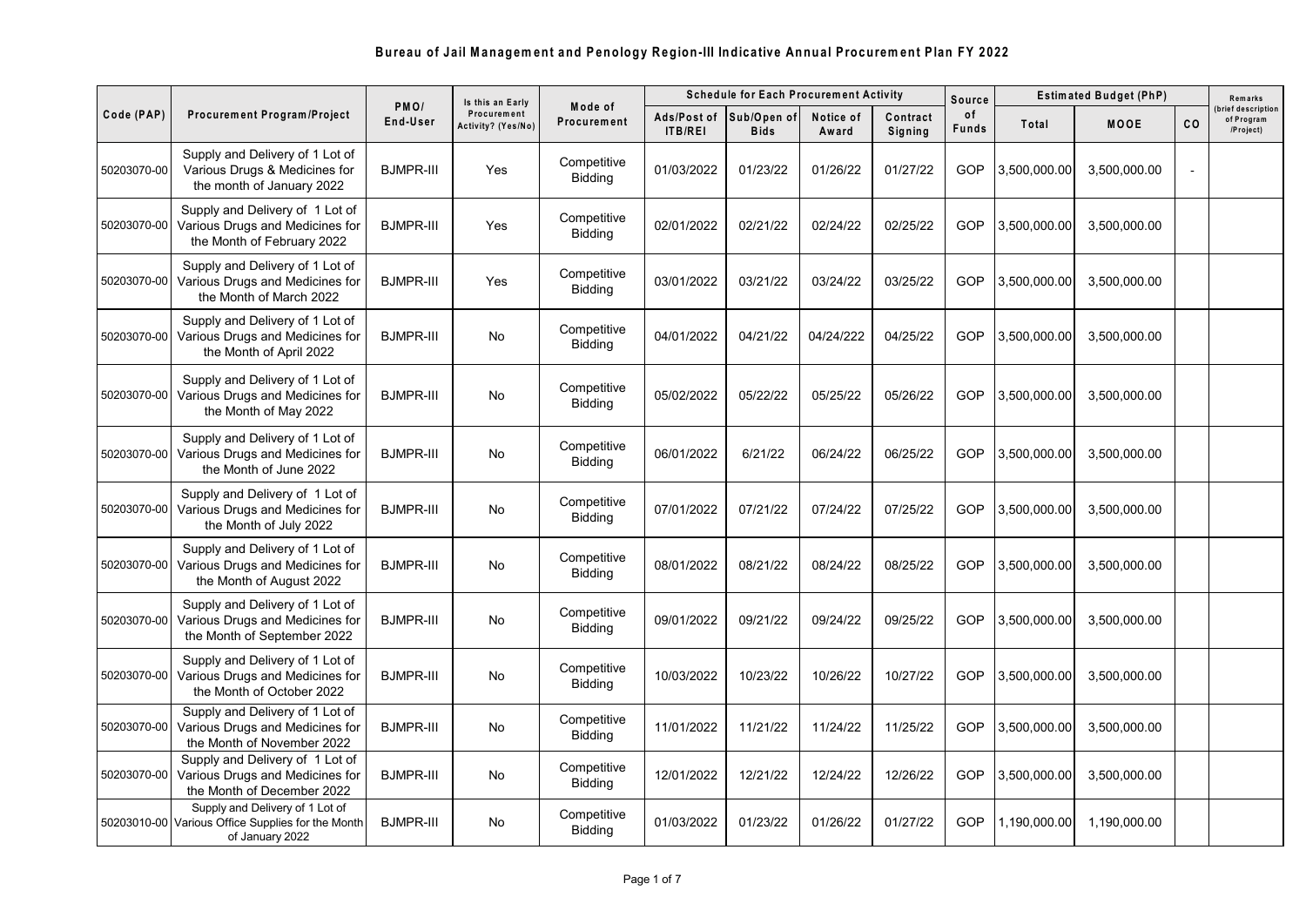# Bureau of Jail Management and Penology Region-III Indicative Annual Procurement Plan FY 2022

| Code (PAP) | Procurement Program/Project | PMO/ End-User | Is this an Early Procurement Activity? (Yes/No) | Mode of Procurement | Schedule for Each Procurement Activity | | | | Source of Funds | Estimated Budget (PhP) | | | Remarks (brief description of Program /Project) |
|---|---|---|---|---|---|---|---|---|---|---|---|---|---|
| | | | | | Ads/Post of ITB/REI | Sub/Open of Bids | Notice of Award | Contract Signing | | Total | MOOE | CO | |
| 50203070-00 | Supply and Delivery of 1 Lot of Various Drugs & Medicines for the month of January 2022 | BJMPR-III | Yes | Competitive Bidding | 01/03/2022 | 01/23/22 | 01/26/22 | 01/27/22 | GOP | 3,500,000.00 | 3,500,000.00 | - | |
| 50203070-00 | Supply and Delivery of 1 Lot of Various Drugs and Medicines for the Month of February 2022 | BJMPR-III | Yes | Competitive Bidding | 02/01/2022 | 02/21/22 | 02/24/22 | 02/25/22 | GOP | 3,500,000.00 | 3,500,000.00 | | |
| 50203070-00 | Supply and Delivery of 1 Lot of Various Drugs and Medicines for the Month of March 2022 | BJMPR-III | Yes | Competitive Bidding | 03/01/2022 | 03/21/22 | 03/24/22 | 03/25/22 | GOP | 3,500,000.00 | 3,500,000.00 | | |
| 50203070-00 | Supply and Delivery of 1 Lot of Various Drugs and Medicines for the Month of April 2022 | BJMPR-III | No | Competitive Bidding | 04/01/2022 | 04/21/22 | 04/24/222 | 04/25/22 | GOP | 3,500,000.00 | 3,500,000.00 | | |
| 50203070-00 | Supply and Delivery of 1 Lot of Various Drugs and Medicines for the Month of May 2022 | BJMPR-III | No | Competitive Bidding | 05/02/2022 | 05/22/22 | 05/25/22 | 05/26/22 | GOP | 3,500,000.00 | 3,500,000.00 | | |
| 50203070-00 | Supply and Delivery of 1 Lot of Various Drugs and Medicines for the Month of June 2022 | BJMPR-III | No | Competitive Bidding | 06/01/2022 | 6/21/22 | 06/24/22 | 06/25/22 | GOP | 3,500,000.00 | 3,500,000.00 | | |
| 50203070-00 | Supply and Delivery of 1 Lot of Various Drugs and Medicines for the Month of July 2022 | BJMPR-III | No | Competitive Bidding | 07/01/2022 | 07/21/22 | 07/24/22 | 07/25/22 | GOP | 3,500,000.00 | 3,500,000.00 | | |
| 50203070-00 | Supply and Delivery of 1 Lot of Various Drugs and Medicines for the Month of August 2022 | BJMPR-III | No | Competitive Bidding | 08/01/2022 | 08/21/22 | 08/24/22 | 08/25/22 | GOP | 3,500,000.00 | 3,500,000.00 | | |
| 50203070-00 | Supply and Delivery of 1 Lot of Various Drugs and Medicines for the Month of September 2022 | BJMPR-III | No | Competitive Bidding | 09/01/2022 | 09/21/22 | 09/24/22 | 09/25/22 | GOP | 3,500,000.00 | 3,500,000.00 | | |
| 50203070-00 | Supply and Delivery of 1 Lot of Various Drugs and Medicines for the Month of October 2022 | BJMPR-III | No | Competitive Bidding | 10/03/2022 | 10/23/22 | 10/26/22 | 10/27/22 | GOP | 3,500,000.00 | 3,500,000.00 | | |
| 50203070-00 | Supply and Delivery of 1 Lot of Various Drugs and Medicines for the Month of November 2022 | BJMPR-III | No | Competitive Bidding | 11/01/2022 | 11/21/22 | 11/24/22 | 11/25/22 | GOP | 3,500,000.00 | 3,500,000.00 | | |
| 50203070-00 | Supply and Delivery of 1 Lot of Various Drugs and Medicines for the Month of December 2022 | BJMPR-III | No | Competitive Bidding | 12/01/2022 | 12/21/22 | 12/24/22 | 12/26/22 | GOP | 3,500,000.00 | 3,500,000.00 | | |
| 50203010-00 | Supply and Delivery of 1 Lot of Various Office Supplies for the Month of January 2022 | BJMPR-III | No | Competitive Bidding | 01/03/2022 | 01/23/22 | 01/26/22 | 01/27/22 | GOP | 1,190,000.00 | 1,190,000.00 | | |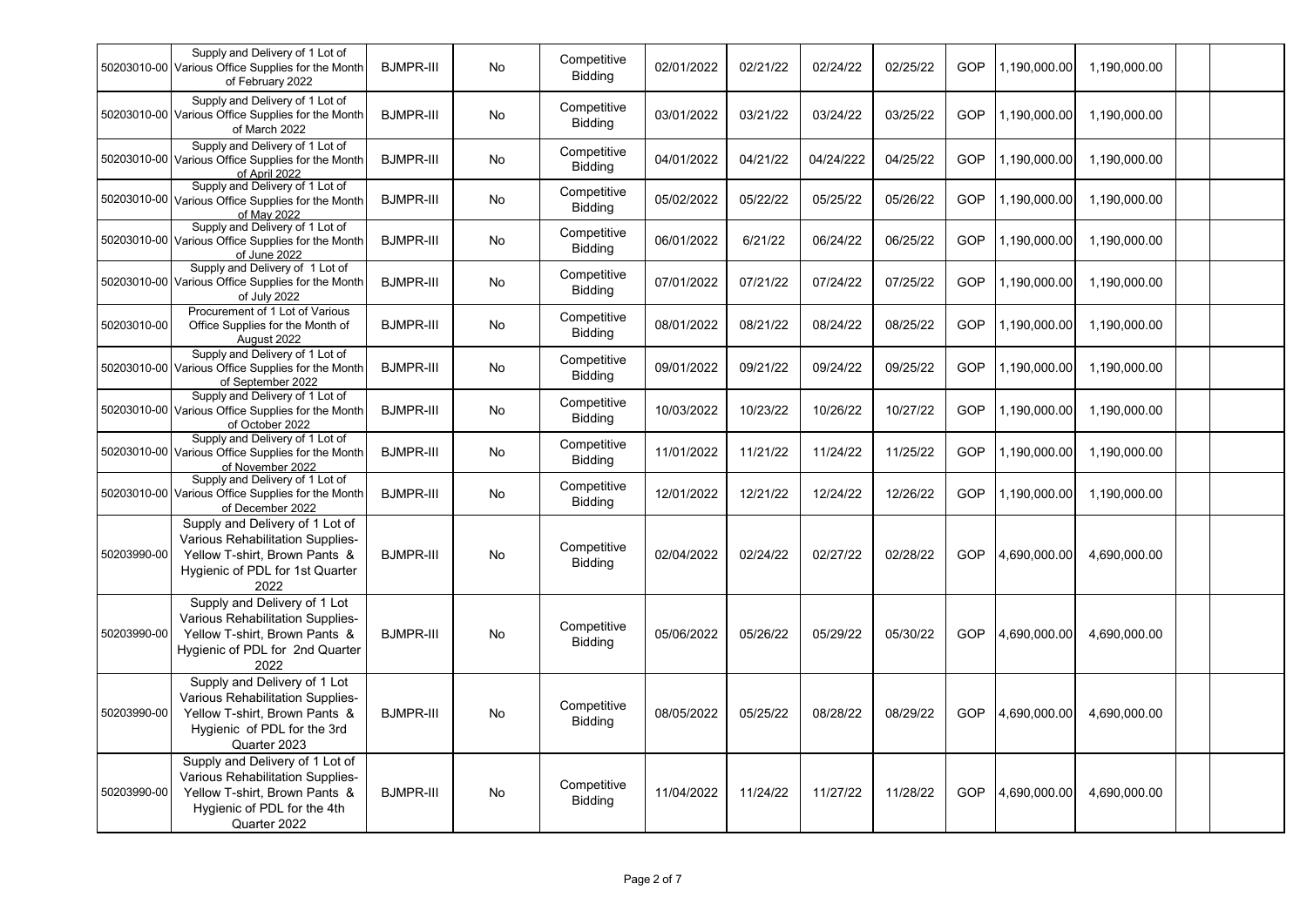| | | | | | | | | | | | | | |
|---|---|---|---|---|---|---|---|---|---|---|---|---|---|
| 50203010-00 | Supply and Delivery of 1 Lot of Various Office Supplies for the Month of February 2022 | BJMPR-III | No | Competitive Bidding | 02/01/2022 | 02/21/22 | 02/24/22 | 02/25/22 | GOP | 1,190,000.00 | 1,190,000.00 | | |
| 50203010-00 | Supply and Delivery of 1 Lot of Various Office Supplies for the Month of March 2022 | BJMPR-III | No | Competitive Bidding | 03/01/2022 | 03/21/22 | 03/24/22 | 03/25/22 | GOP | 1,190,000.00 | 1,190,000.00 | | |
| 50203010-00 | Supply and Delivery of 1 Lot of Various Office Supplies for the Month of April 2022 | BJMPR-III | No | Competitive Bidding | 04/01/2022 | 04/21/22 | 04/24/222 | 04/25/22 | GOP | 1,190,000.00 | 1,190,000.00 | | |
| 50203010-00 | Supply and Delivery of 1 Lot of Various Office Supplies for the Month of May 2022 | BJMPR-III | No | Competitive Bidding | 05/02/2022 | 05/22/22 | 05/25/22 | 05/26/22 | GOP | 1,190,000.00 | 1,190,000.00 | | |
| 50203010-00 | Supply and Delivery of 1 Lot of Various Office Supplies for the Month of June 2022 | BJMPR-III | No | Competitive Bidding | 06/01/2022 | 6/21/22 | 06/24/22 | 06/25/22 | GOP | 1,190,000.00 | 1,190,000.00 | | |
| 50203010-00 | Supply and Delivery of 1 Lot of Various Office Supplies for the Month of July 2022 | BJMPR-III | No | Competitive Bidding | 07/01/2022 | 07/21/22 | 07/24/22 | 07/25/22 | GOP | 1,190,000.00 | 1,190,000.00 | | |
| 50203010-00 | Procurement of 1 Lot of Various Office Supplies for the Month of August 2022 | BJMPR-III | No | Competitive Bidding | 08/01/2022 | 08/21/22 | 08/24/22 | 08/25/22 | GOP | 1,190,000.00 | 1,190,000.00 | | |
| 50203010-00 | Supply and Delivery of 1 Lot of Various Office Supplies for the Month of September 2022 | BJMPR-III | No | Competitive Bidding | 09/01/2022 | 09/21/22 | 09/24/22 | 09/25/22 | GOP | 1,190,000.00 | 1,190,000.00 | | |
| 50203010-00 | Supply and Delivery of 1 Lot of Various Office Supplies for the Month of October 2022 | BJMPR-III | No | Competitive Bidding | 10/03/2022 | 10/23/22 | 10/26/22 | 10/27/22 | GOP | 1,190,000.00 | 1,190,000.00 | | |
| 50203010-00 | Supply and Delivery of 1 Lot of Various Office Supplies for the Month of November 2022 | BJMPR-III | No | Competitive Bidding | 11/01/2022 | 11/21/22 | 11/24/22 | 11/25/22 | GOP | 1,190,000.00 | 1,190,000.00 | | |
| 50203010-00 | Supply and Delivery of 1 Lot of Various Office Supplies for the Month of December 2022 | BJMPR-III | No | Competitive Bidding | 12/01/2022 | 12/21/22 | 12/24/22 | 12/26/22 | GOP | 1,190,000.00 | 1,190,000.00 | | |
| 50203990-00 | Supply and Delivery of 1 Lot of Various Rehabilitation Supplies- Yellow T-shirt, Brown Pants & Hygienic of PDL for 1st Quarter 2022 | BJMPR-III | No | Competitive Bidding | 02/04/2022 | 02/24/22 | 02/27/22 | 02/28/22 | GOP | 4,690,000.00 | 4,690,000.00 | | |
| 50203990-00 | Supply and Delivery of 1 Lot Various Rehabilitation Supplies- Yellow T-shirt, Brown Pants & Hygienic of PDL for 2nd Quarter 2022 | BJMPR-III | No | Competitive Bidding | 05/06/2022 | 05/26/22 | 05/29/22 | 05/30/22 | GOP | 4,690,000.00 | 4,690,000.00 | | |
| 50203990-00 | Supply and Delivery of 1 Lot Various Rehabilitation Supplies- Yellow T-shirt, Brown Pants & Hygienic of PDL for the 3rd Quarter 2023 | BJMPR-III | No | Competitive Bidding | 08/05/2022 | 05/25/22 | 08/28/22 | 08/29/22 | GOP | 4,690,000.00 | 4,690,000.00 | | |
| 50203990-00 | Supply and Delivery of 1 Lot of Various Rehabilitation Supplies- Yellow T-shirt, Brown Pants & Hygienic of PDL for the 4th Quarter 2022 | BJMPR-III | No | Competitive Bidding | 11/04/2022 | 11/24/22 | 11/27/22 | 11/28/22 | GOP | 4,690,000.00 | 4,690,000.00 | | |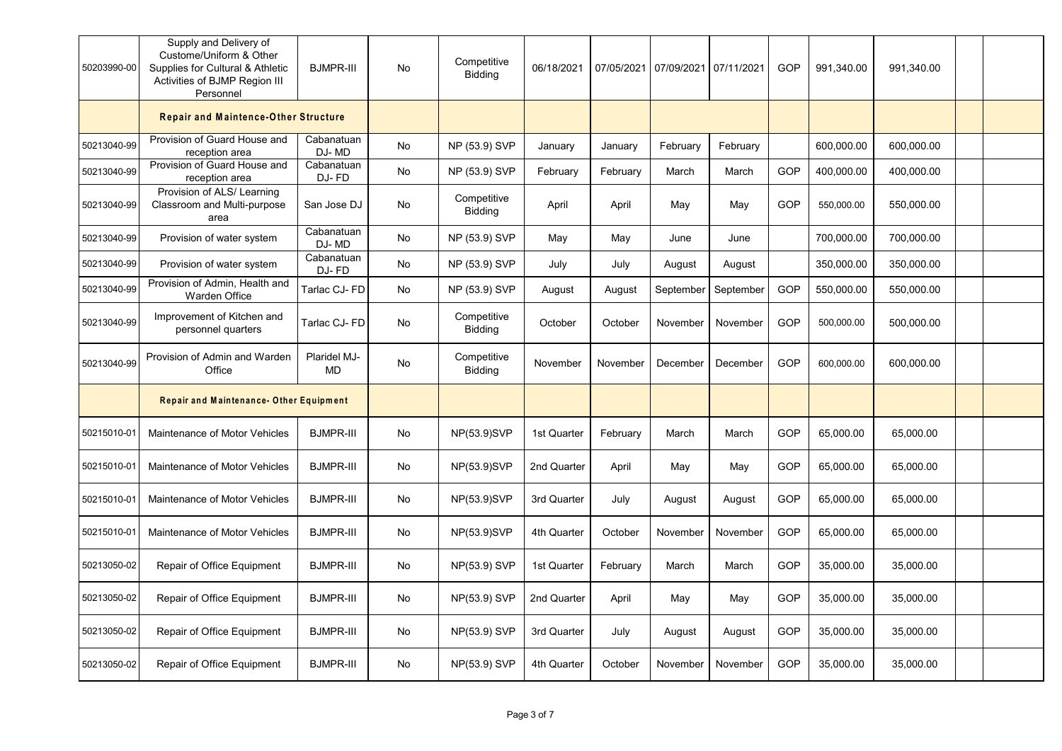| | | | | | | | | | | | | | |
|---|---|---|---|---|---|---|---|---|---|---|---|---|---|
| 50203990-00 | Supply and Delivery of Custome/Uniform & Other Supplies for Cultural & Athletic Activities of BJMP Region III Personnel | BJMPR-III | No | Competitive Bidding | 06/18/2021 | 07/05/2021 | 07/09/2021 | 07/11/2021 | GOP | 991,340.00 | 991,340.00 | | |
| | **Repair and Maintence-Other Structure** | | | | | | | | | | | | |
| 50213040-99 | Provision of Guard House and reception area | Cabanatuan DJ- MD | No | NP (53.9) SVP | January | January | February | February | | 600,000.00 | 600,000.00 | | |
| 50213040-99 | Provision of Guard House and reception area | Cabanatuan DJ- FD | No | NP (53.9) SVP | February | February | March | March | GOP | 400,000.00 | 400,000.00 | | |
| 50213040-99 | Provision of ALS/ Learning Classroom and Multi-purpose area | San Jose DJ | No | Competitive Bidding | April | April | May | May | GOP | 550,000.00 | 550,000.00 | | |
| 50213040-99 | Provision of water system | Cabanatuan DJ- MD | No | NP (53.9) SVP | May | May | June | June | | 700,000.00 | 700,000.00 | | |
| 50213040-99 | Provision of water system | Cabanatuan DJ- FD | No | NP (53.9) SVP | July | July | August | August | | 350,000.00 | 350,000.00 | | |
| 50213040-99 | Provision of Admin, Health and Warden Office | Tarlac CJ- FD | No | NP (53.9) SVP | August | August | September | September | GOP | 550,000.00 | 550,000.00 | | |
| 50213040-99 | Improvement of Kitchen and personnel quarters | Tarlac CJ- FD | No | Competitive Bidding | October | October | November | November | GOP | 500,000.00 | 500,000.00 | | |
| 50213040-99 | Provision of Admin and Warden Office | Plaridel MJ- MD | No | Competitive Bidding | November | November | December | December | GOP | 600,000.00 | 600,000.00 | | |
| | **Repair and Maintenance- Other Equipment** | | | | | | | | | | | | |
| 50215010-01 | Maintenance of Motor Vehicles | BJMPR-III | No | NP(53.9)SVP | 1st Quarter | February | March | March | GOP | 65,000.00 | 65,000.00 | | |
| 50215010-01 | Maintenance of Motor Vehicles | BJMPR-III | No | NP(53.9)SVP | 2nd Quarter | April | May | May | GOP | 65,000.00 | 65,000.00 | | |
| 50215010-01 | Maintenance of Motor Vehicles | BJMPR-III | No | NP(53.9)SVP | 3rd Quarter | July | August | August | GOP | 65,000.00 | 65,000.00 | | |
| 50215010-01 | Maintenance of Motor Vehicles | BJMPR-III | No | NP(53.9)SVP | 4th Quarter | October | November | November | GOP | 65,000.00 | 65,000.00 | | |
| 50213050-02 | Repair of Office Equipment | BJMPR-III | No | NP(53.9) SVP | 1st Quarter | February | March | March | GOP | 35,000.00 | 35,000.00 | | |
| 50213050-02 | Repair of Office Equipment | BJMPR-III | No | NP(53.9) SVP | 2nd Quarter | April | May | May | GOP | 35,000.00 | 35,000.00 | | |
| 50213050-02 | Repair of Office Equipment | BJMPR-III | No | NP(53.9) SVP | 3rd Quarter | July | August | August | GOP | 35,000.00 | 35,000.00 | | |
| 50213050-02 | Repair of Office Equipment | BJMPR-III | No | NP(53.9) SVP | 4th Quarter | October | November | November | GOP | 35,000.00 | 35,000.00 | | |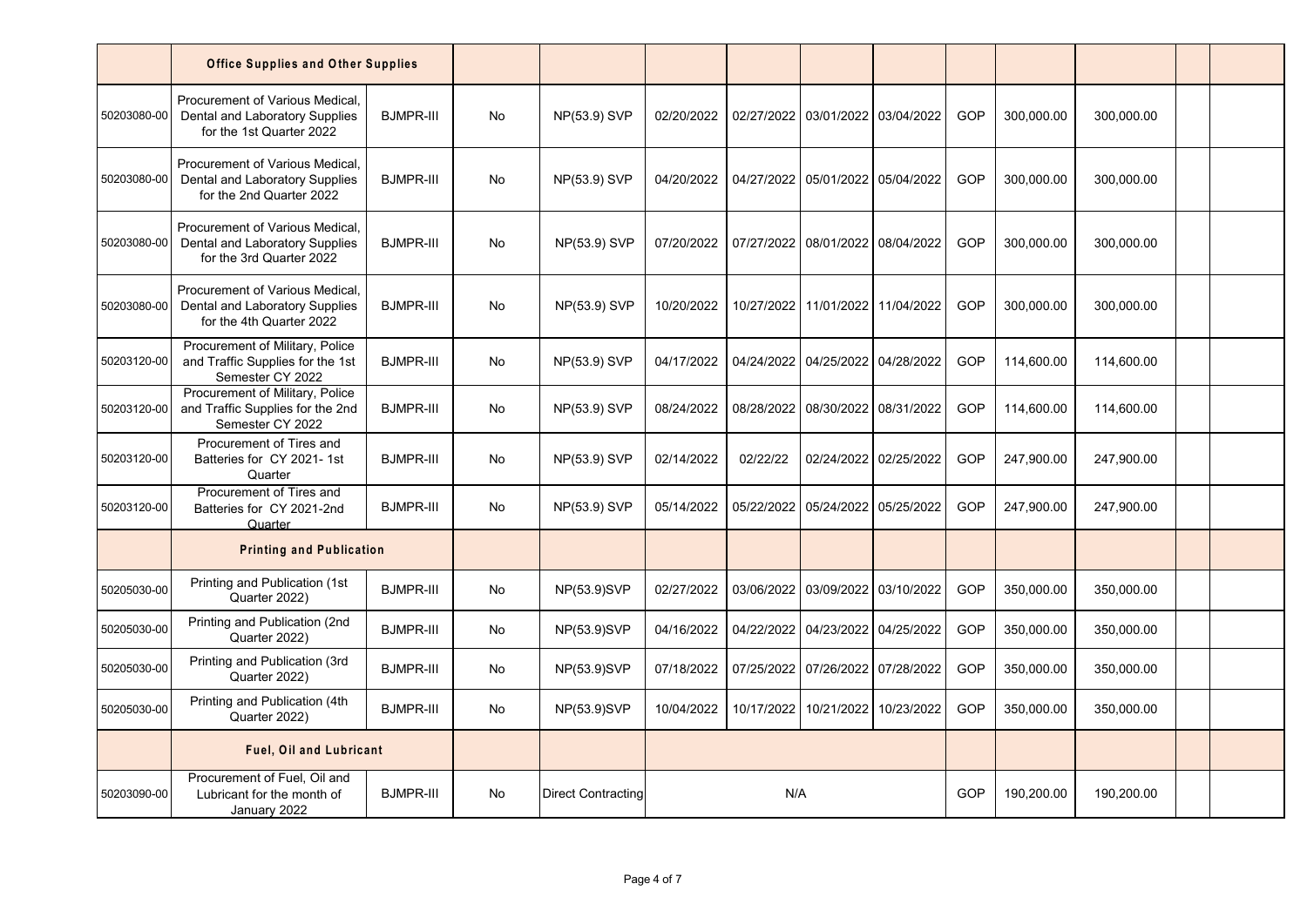| | | | | | | | | | | | | | |
|---|---|---|---|---|---|---|---|---|---|---|---|---|---|
| | **Office Supplies and Other Supplies** | | | | | | | | | | | | |
| 50203080-00 | Procurement of Various Medical, Dental and Laboratory Supplies for the 1st Quarter 2022 | BJMPR-III | No | NP(53.9) SVP | 02/20/2022 | 02/27/2022 | 03/01/2022 | 03/04/2022 | GOP | 300,000.00 | 300,000.00 | | |
| 50203080-00 | Procurement of Various Medical, Dental and Laboratory Supplies for the 2nd Quarter 2022 | BJMPR-III | No | NP(53.9) SVP | 04/20/2022 | 04/27/2022 | 05/01/2022 | 05/04/2022 | GOP | 300,000.00 | 300,000.00 | | |
| 50203080-00 | Procurement of Various Medical, Dental and Laboratory Supplies for the 3rd Quarter 2022 | BJMPR-III | No | NP(53.9) SVP | 07/20/2022 | 07/27/2022 | 08/01/2022 | 08/04/2022 | GOP | 300,000.00 | 300,000.00 | | |
| 50203080-00 | Procurement of Various Medical, Dental and Laboratory Supplies for the 4th Quarter 2022 | BJMPR-III | No | NP(53.9) SVP | 10/20/2022 | 10/27/2022 | 11/01/2022 | 11/04/2022 | GOP | 300,000.00 | 300,000.00 | | |
| 50203120-00 | Procurement of Military, Police and Traffic Supplies for the 1st Semester CY 2022 | BJMPR-III | No | NP(53.9) SVP | 04/17/2022 | 04/24/2022 | 04/25/2022 | 04/28/2022 | GOP | 114,600.00 | 114,600.00 | | |
| 50203120-00 | Procurement of Military, Police and Traffic Supplies for the 2nd Semester CY 2022 | BJMPR-III | No | NP(53.9) SVP | 08/24/2022 | 08/28/2022 | 08/30/2022 | 08/31/2022 | GOP | 114,600.00 | 114,600.00 | | |
| 50203120-00 | Procurement of Tires and Batteries for CY 2021- 1st Quarter | BJMPR-III | No | NP(53.9) SVP | 02/14/2022 | 02/22/22 | 02/24/2022 | 02/25/2022 | GOP | 247,900.00 | 247,900.00 | | |
| 50203120-00 | Procurement of Tires and Batteries for CY 2021-2nd Quarter | BJMPR-III | No | NP(53.9) SVP | 05/14/2022 | 05/22/2022 | 05/24/2022 | 05/25/2022 | GOP | 247,900.00 | 247,900.00 | | |
| | **Printing and Publication** | | | | | | | | | | | | |
| 50205030-00 | Printing and Publication (1st Quarter 2022) | BJMPR-III | No | NP(53.9)SVP | 02/27/2022 | 03/06/2022 | 03/09/2022 | 03/10/2022 | GOP | 350,000.00 | 350,000.00 | | |
| 50205030-00 | Printing and Publication (2nd Quarter 2022) | BJMPR-III | No | NP(53.9)SVP | 04/16/2022 | 04/22/2022 | 04/23/2022 | 04/25/2022 | GOP | 350,000.00 | 350,000.00 | | |
| 50205030-00 | Printing and Publication (3rd Quarter 2022) | BJMPR-III | No | NP(53.9)SVP | 07/18/2022 | 07/25/2022 | 07/26/2022 | 07/28/2022 | GOP | 350,000.00 | 350,000.00 | | |
| 50205030-00 | Printing and Publication (4th Quarter 2022) | BJMPR-III | No | NP(53.9)SVP | 10/04/2022 | 10/17/2022 | 10/21/2022 | 10/23/2022 | GOP | 350,000.00 | 350,000.00 | | |
| | **Fuel, Oil and Lubricant** | | | | | | | | | | | | |
| 50203090-00 | Procurement of Fuel, Oil and Lubricant for the month of January 2022 | BJMPR-III | No | Direct Contracting | N/A | | | | GOP | 190,200.00 | 190,200.00 | | |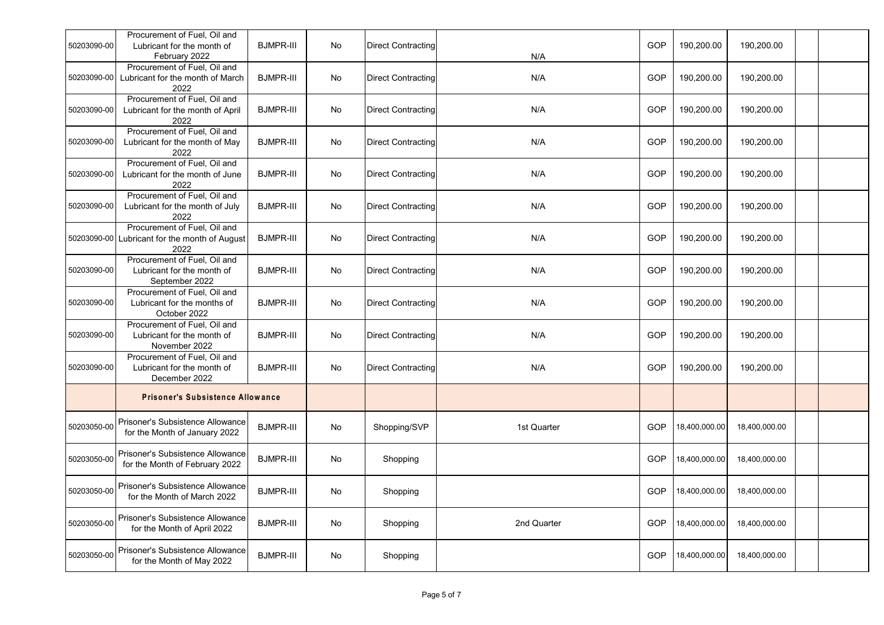| | | | | | | | | | | |
|---|---|---|---|---|---|---|---|---|---|---|
| 50203090-00 | Procurement of Fuel, Oil and Lubricant for the month of February 2022 | BJMPR-III | No | Direct Contracting | N/A | GOP | 190,200.00 | 190,200.00 | | |
| 50203090-00 | Procurement of Fuel, Oil and Lubricant for the month of March 2022 | BJMPR-III | No | Direct Contracting | N/A | GOP | 190,200.00 | 190,200.00 | | |
| 50203090-00 | Procurement of Fuel, Oil and Lubricant for the month of April 2022 | BJMPR-III | No | Direct Contracting | N/A | GOP | 190,200.00 | 190,200.00 | | |
| 50203090-00 | Procurement of Fuel, Oil and Lubricant for the month of May 2022 | BJMPR-III | No | Direct Contracting | N/A | GOP | 190,200.00 | 190,200.00 | | |
| 50203090-00 | Procurement of Fuel, Oil and Lubricant for the month of June 2022 | BJMPR-III | No | Direct Contracting | N/A | GOP | 190,200.00 | 190,200.00 | | |
| 50203090-00 | Procurement of Fuel, Oil and Lubricant for the month of July 2022 | BJMPR-III | No | Direct Contracting | N/A | GOP | 190,200.00 | 190,200.00 | | |
| 50203090-00 | Procurement of Fuel, Oil and Lubricant for the month of August 2022 | BJMPR-III | No | Direct Contracting | N/A | GOP | 190,200.00 | 190,200.00 | | |
| 50203090-00 | Procurement of Fuel, Oil and Lubricant for the month of September 2022 | BJMPR-III | No | Direct Contracting | N/A | GOP | 190,200.00 | 190,200.00 | | |
| 50203090-00 | Procurement of Fuel, Oil and Lubricant for the months of October 2022 | BJMPR-III | No | Direct Contracting | N/A | GOP | 190,200.00 | 190,200.00 | | |
| 50203090-00 | Procurement of Fuel, Oil and Lubricant for the month of November 2022 | BJMPR-III | No | Direct Contracting | N/A | GOP | 190,200.00 | 190,200.00 | | |
| 50203090-00 | Procurement of Fuel, Oil and Lubricant for the month of December 2022 | BJMPR-III | No | Direct Contracting | N/A | GOP | 190,200.00 | 190,200.00 | | |
| | **Prisoner's Subsistence Allowance** | | | | | | | | | |
| 50203050-00 | Prisoner's Subsistence Allowance for the Month of January 2022 | BJMPR-III | No | Shopping/SVP | 1st Quarter | GOP | 18,400,000.00 | 18,400,000.00 | | |
| 50203050-00 | Prisoner's Subsistence Allowance for the Month of February 2022 | BJMPR-III | No | Shopping | | GOP | 18,400,000.00 | 18,400,000.00 | | |
| 50203050-00 | Prisoner's Subsistence Allowance for the Month of March 2022 | BJMPR-III | No | Shopping | | GOP | 18,400,000.00 | 18,400,000.00 | | |
| 50203050-00 | Prisoner's Subsistence Allowance for the Month of April 2022 | BJMPR-III | No | Shopping | 2nd Quarter | GOP | 18,400,000.00 | 18,400,000.00 | | |
| 50203050-00 | Prisoner's Subsistence Allowance for the Month of May 2022 | BJMPR-III | No | Shopping | | GOP | 18,400,000.00 | 18,400,000.00 | | |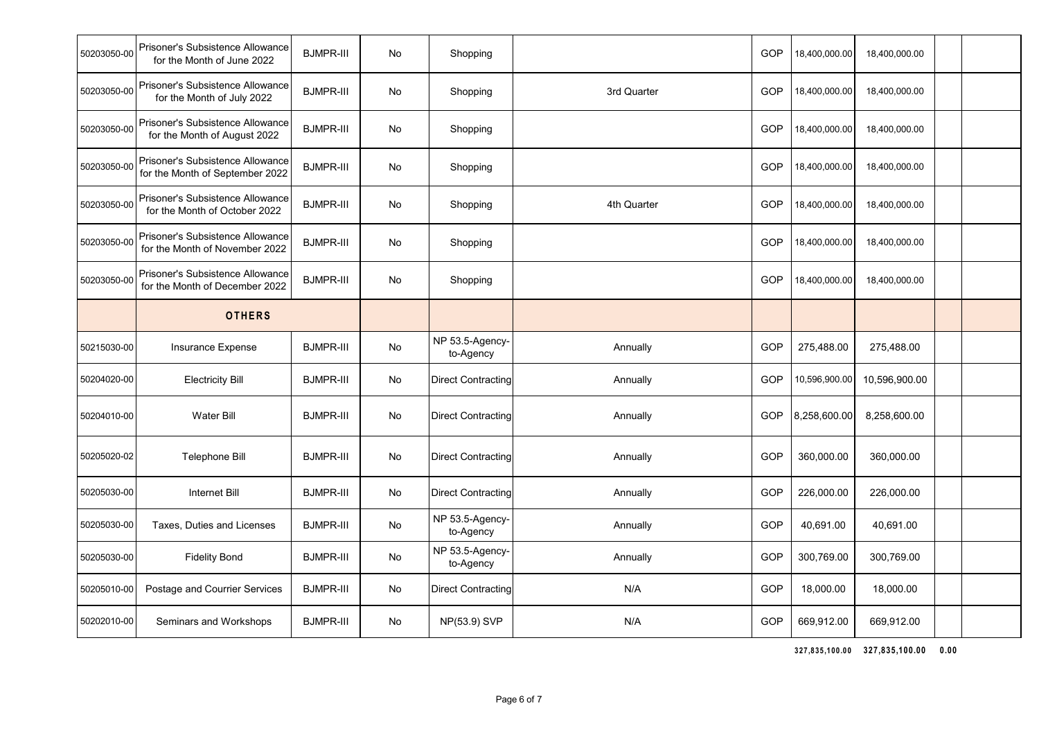| | | | | | | | | | | |
|---|---|---|---|---|---|---|---|---|---|---|
| 50203050-00 | Prisoner's Subsistence Allowance for the Month of June 2022 | BJMPR-III | No | Shopping | | GOP | 18,400,000.00 | 18,400,000.00 | | |
| 50203050-00 | Prisoner's Subsistence Allowance for the Month of July 2022 | BJMPR-III | No | Shopping | 3rd Quarter | GOP | 18,400,000.00 | 18,400,000.00 | | |
| 50203050-00 | Prisoner's Subsistence Allowance for the Month of August 2022 | BJMPR-III | No | Shopping | | GOP | 18,400,000.00 | 18,400,000.00 | | |
| 50203050-00 | Prisoner's Subsistence Allowance for the Month of September 2022 | BJMPR-III | No | Shopping | | GOP | 18,400,000.00 | 18,400,000.00 | | |
| 50203050-00 | Prisoner's Subsistence Allowance for the Month of October 2022 | BJMPR-III | No | Shopping | 4th Quarter | GOP | 18,400,000.00 | 18,400,000.00 | | |
| 50203050-00 | Prisoner's Subsistence Allowance for the Month of November 2022 | BJMPR-III | No | Shopping | | GOP | 18,400,000.00 | 18,400,000.00 | | |
| 50203050-00 | Prisoner's Subsistence Allowance for the Month of December 2022 | BJMPR-III | No | Shopping | | GOP | 18,400,000.00 | 18,400,000.00 | | |
| | **OTHERS** | | | | | | | | | |
| 50215030-00 | Insurance Expense | BJMPR-III | No | NP 53.5-Agency-to-Agency | Annually | GOP | 275,488.00 | 275,488.00 | | |
| 50204020-00 | Electricity Bill | BJMPR-III | No | Direct Contracting | Annually | GOP | 10,596,900.00 | 10,596,900.00 | | |
| 50204010-00 | Water Bill | BJMPR-III | No | Direct Contracting | Annually | GOP | 8,258,600.00 | 8,258,600.00 | | |
| 50205020-02 | Telephone Bill | BJMPR-III | No | Direct Contracting | Annually | GOP | 360,000.00 | 360,000.00 | | |
| 50205030-00 | Internet Bill | BJMPR-III | No | Direct Contracting | Annually | GOP | 226,000.00 | 226,000.00 | | |
| 50205030-00 | Taxes, Duties and Licenses | BJMPR-III | No | NP 53.5-Agency-to-Agency | Annually | GOP | 40,691.00 | 40,691.00 | | |
| 50205030-00 | Fidelity Bond | BJMPR-III | No | NP 53.5-Agency-to-Agency | Annually | GOP | 300,769.00 | 300,769.00 | | |
| 50205010-00 | Postage and Courrier Services | BJMPR-III | No | Direct Contracting | N/A | GOP | 18,000.00 | 18,000.00 | | |
| 50202010-00 | Seminars and Workshops | BJMPR-III | No | NP(53.9) SVP | N/A | GOP | 669,912.00 | 669,912.00 | | |
| | | | | | | | **327,835,100.00** | **327,835,100.00** | **0.00** | |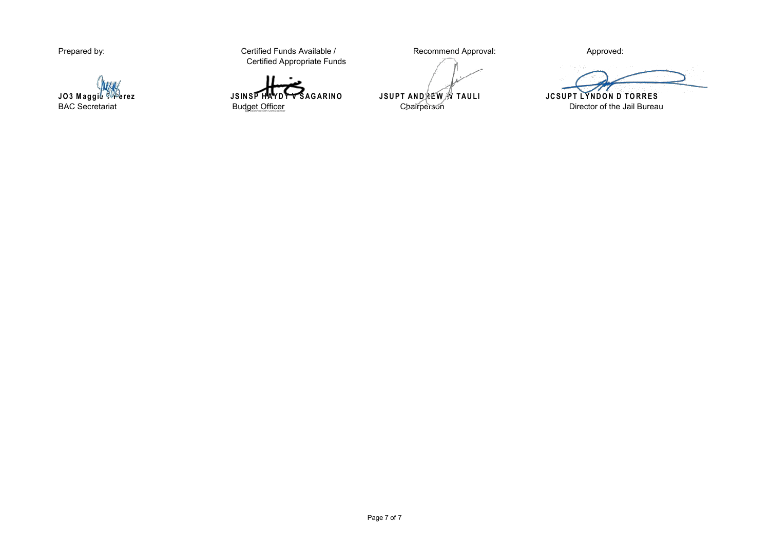| | | | |
|---|---|---|---|
| Prepared by: | Certified Funds Available / Certified Appropriate Funds | Recommend Approval: | Approved: |
| **JO3 Maggie Perez** | **JSINSP HAYDY V SAGARINO** | **JSUPT ANDREW W TAULI** | **JCSUPT LYNDON D TORRES** |
| BAC Secretariat | Budget Officer | Chairperson | Director of the Jail Bureau |